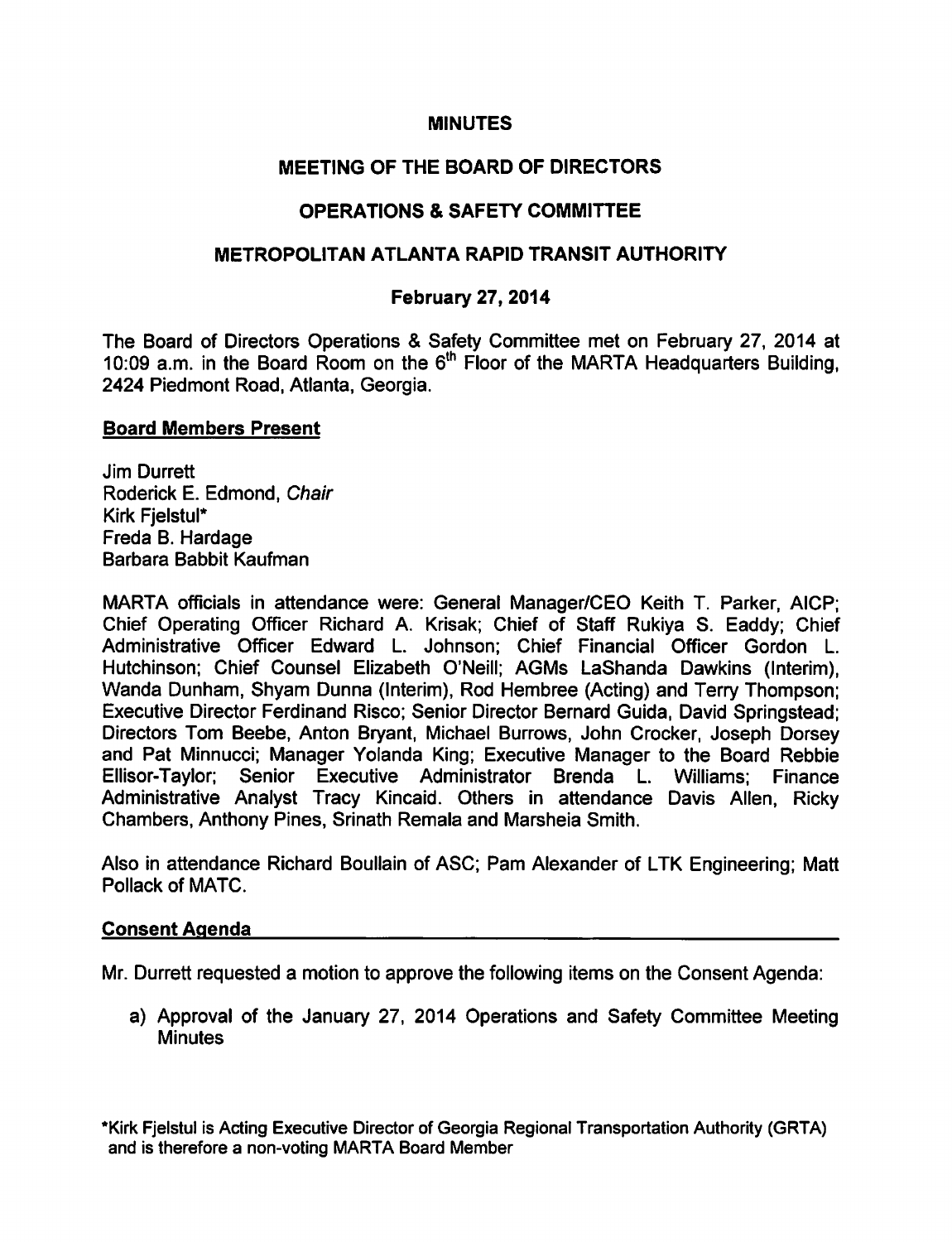# MINUTES

## MEETING OF THE BOARD OF DIRECTORS

## OPERATIONS & SAFETY COMMITTEE

## METROPOLITAN ATLANTA RAPID TRANSIT AUTHORITY

### February 27, 2014

The Board of Directors Operations & Safety Committee met on February 27, 2014 at 10:09 a.m. in the Board Room on the 6th Floor of the MARTA Headquarters Building, 2424 Piedmont Road, Atlanta, Georgia.

**Board Members Present**

Jim Durrett
Roderick E. Edmond, *Chair*
Kirk Fjelstul*
Freda B. Hardage
Barbara Babbit Kaufman

MARTA officials in attendance were: General Manager/CEO Keith T. Parker, AICP; Chief Operating Officer Richard A. Krisak; Chief of Staff Rukiya S. Eaddy; Chief Administrative Officer Edward L. Johnson; Chief Financial Officer Gordon L. Hutchinson; Chief Counsel Elizabeth O'Neill; AGMs LaShanda Dawkins (Interim), Wanda Dunham, Shyam Dunna (Interim), Rod Hembree (Acting) and Terry Thompson; Executive Director Ferdinand Risco; Senior Director Bernard Guida, David Springstead; Directors Tom Beebe, Anton Bryant, Michael Burrows, John Crocker, Joseph Dorsey and Pat Minnucci; Manager Yolanda King; Executive Manager to the Board Rebbie Ellisor-Taylor; Senior Executive Administrator Brenda L. Williams; Finance Administrative Analyst Tracy Kincaid. Others in attendance Davis Allen, Ricky Chambers, Anthony Pines, Srinath Remala and Marsheia Smith.

Also in attendance Richard Boullain of ASC; Pam Alexander of LTK Engineering; Matt Pollack of MATC.

**Consent Agenda**

Mr. Durrett requested a motion to approve the following items on the Consent Agenda:

a) Approval of the January 27, 2014 Operations and Safety Committee Meeting Minutes

*Kirk Fjelstul is Acting Executive Director of Georgia Regional Transportation Authority (GRTA) and is therefore a non-voting MARTA Board Member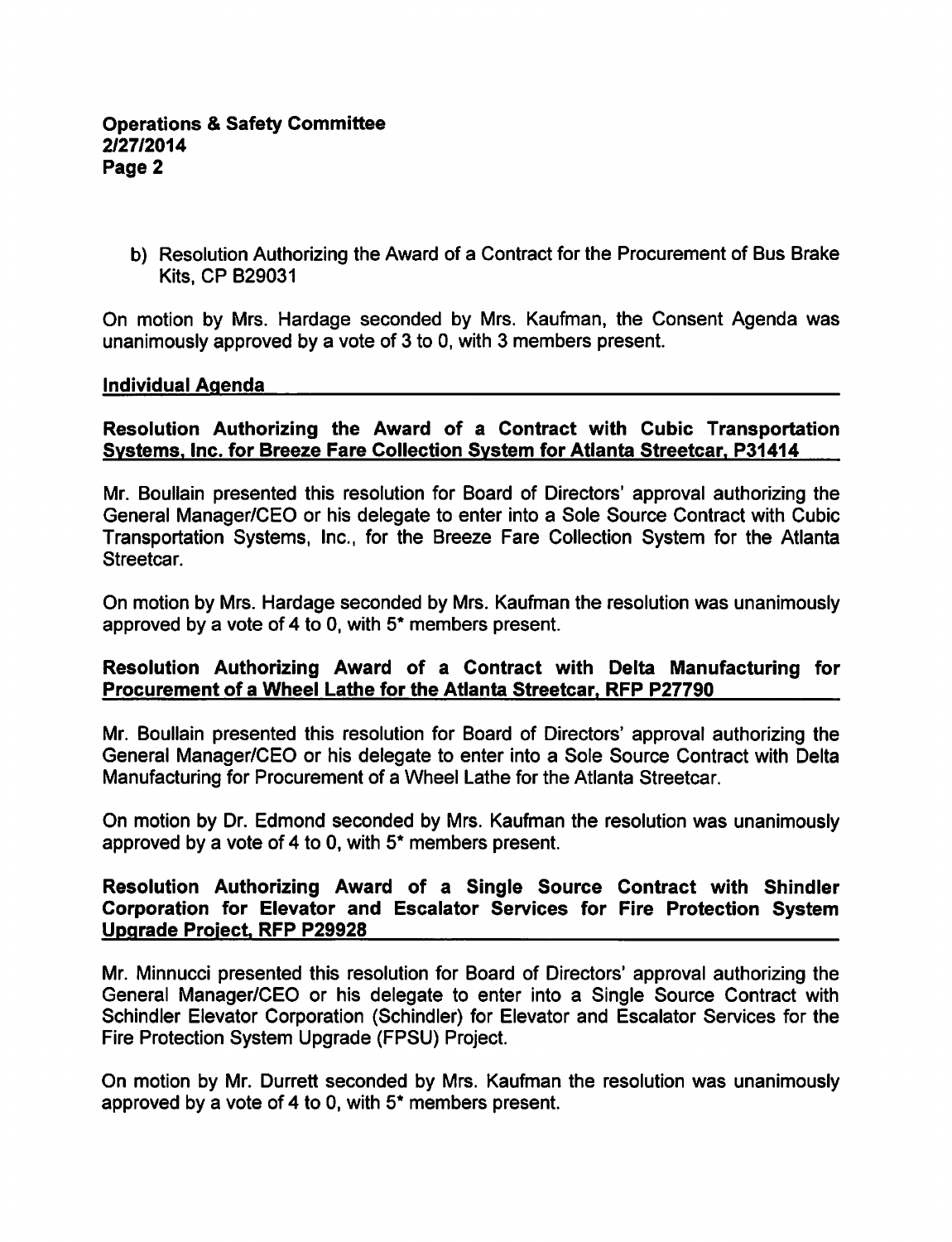b) Resolution Authorizing the Award of a Contract for the Procurement of Bus Brake Kits, CP B29031

On motion by Mrs. Hardage seconded by Mrs. Kaufman, the Consent Agenda was unanimously approved by a vote of 3 to 0, with 3 members present.

## Individual Agenda

### Resolution Authorizing the Award of a Contract with Cubic Transportation Systems, Inc. for Breeze Fare Collection System for Atlanta Streetcar, P31414

Mr. Boullain presented this resolution for Board of Directors' approval authorizing the General Manager/CEO or his delegate to enter into a Sole Source Contract with Cubic Transportation Systems, Inc., for the Breeze Fare Collection System for the Atlanta Streetcar.

On motion by Mrs. Hardage seconded by Mrs. Kaufman the resolution was unanimously approved by a vote of 4 to 0, with 5* members present.

### Resolution Authorizing Award of a Contract with Delta Manufacturing for Procurement of a Wheel Lathe for the Atlanta Streetcar, RFP P27790

Mr. Boullain presented this resolution for Board of Directors' approval authorizing the General Manager/CEO or his delegate to enter into a Sole Source Contract with Delta Manufacturing for Procurement of a Wheel Lathe for the Atlanta Streetcar.

On motion by Dr. Edmond seconded by Mrs. Kaufman the resolution was unanimously approved by a vote of 4 to 0, with 5* members present.

### Resolution Authorizing Award of a Single Source Contract with Shindler Corporation for Elevator and Escalator Services for Fire Protection System Upgrade Project, RFP P29928

Mr. Minnucci presented this resolution for Board of Directors' approval authorizing the General Manager/CEO or his delegate to enter into a Single Source Contract with Schindler Elevator Corporation (Schindler) for Elevator and Escalator Services for the Fire Protection System Upgrade (FPSU) Project.

On motion by Mr. Durrett seconded by Mrs. Kaufman the resolution was unanimously approved by a vote of 4 to 0, with 5* members present.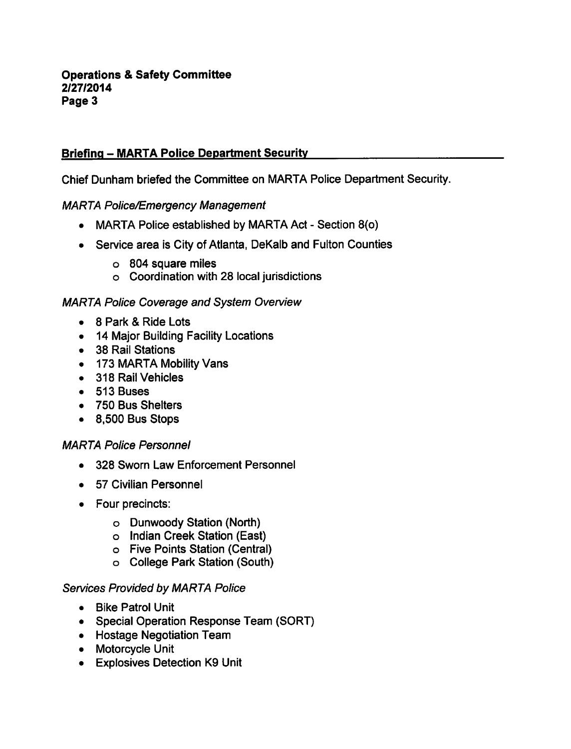## Briefing – MARTA Police Department Security

Chief Dunham briefed the Committee on MARTA Police Department Security.

*MARTA Police/Emergency Management*

- MARTA Police established by MARTA Act - Section 8(o)
- Service area is City of Atlanta, DeKalb and Fulton Counties
  - 804 square miles
  - Coordination with 28 local jurisdictions

*MARTA Police Coverage and System Overview*

- 8 Park & Ride Lots
- 14 Major Building Facility Locations
- 38 Rail Stations
- 173 MARTA Mobility Vans
- 318 Rail Vehicles
- 513 Buses
- 750 Bus Shelters
- 8,500 Bus Stops

*MARTA Police Personnel*

- 328 Sworn Law Enforcement Personnel
- 57 Civilian Personnel
- Four precincts:
  - Dunwoody Station (North)
  - Indian Creek Station (East)
  - Five Points Station (Central)
  - College Park Station (South)

*Services Provided by MARTA Police*

- Bike Patrol Unit
- Special Operation Response Team (SORT)
- Hostage Negotiation Team
- Motorcycle Unit
- Explosives Detection K9 Unit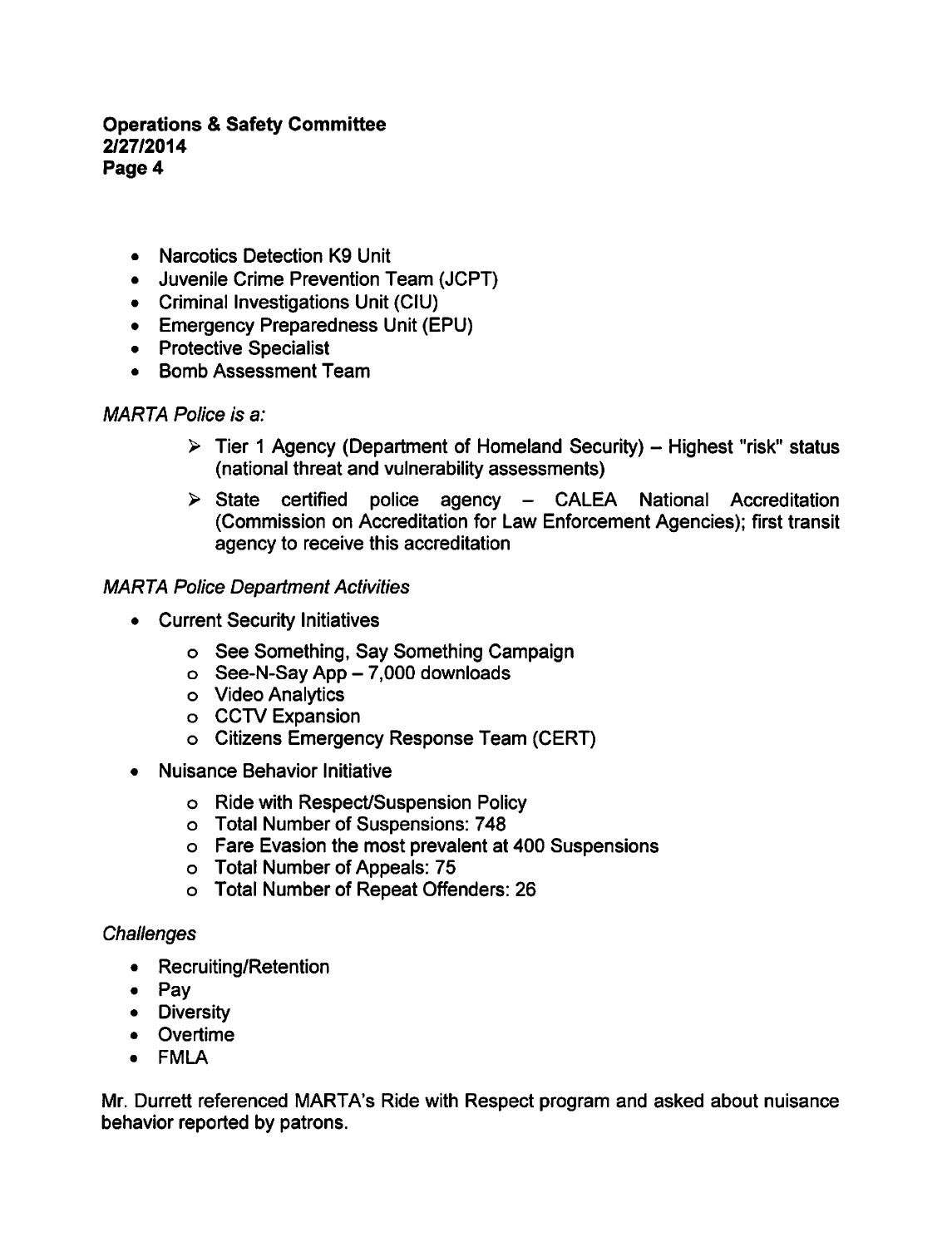- Narcotics Detection K9 Unit
- Juvenile Crime Prevention Team (JCPT)
- Criminal Investigations Unit (CIU)
- Emergency Preparedness Unit (EPU)
- Protective Specialist
- Bomb Assessment Team

*MARTA Police is a:*

> ➢ Tier 1 Agency (Department of Homeland Security) – Highest "risk" status (national threat and vulnerability assessments)
>
> ➢ State certified police agency – CALEA National Accreditation (Commission on Accreditation for Law Enforcement Agencies); first transit agency to receive this accreditation

*MARTA Police Department Activities*

- Current Security Initiatives
  - See Something, Say Something Campaign
  - See-N-Say App – 7,000 downloads
  - Video Analytics
  - CCTV Expansion
  - Citizens Emergency Response Team (CERT)
- Nuisance Behavior Initiative
  - Ride with Respect/Suspension Policy
  - Total Number of Suspensions: 748
  - Fare Evasion the most prevalent at 400 Suspensions
  - Total Number of Appeals: 75
  - Total Number of Repeat Offenders: 26

*Challenges*

- Recruiting/Retention
- Pay
- Diversity
- Overtime
- FMLA

Mr. Durrett referenced MARTA's Ride with Respect program and asked about nuisance behavior reported by patrons.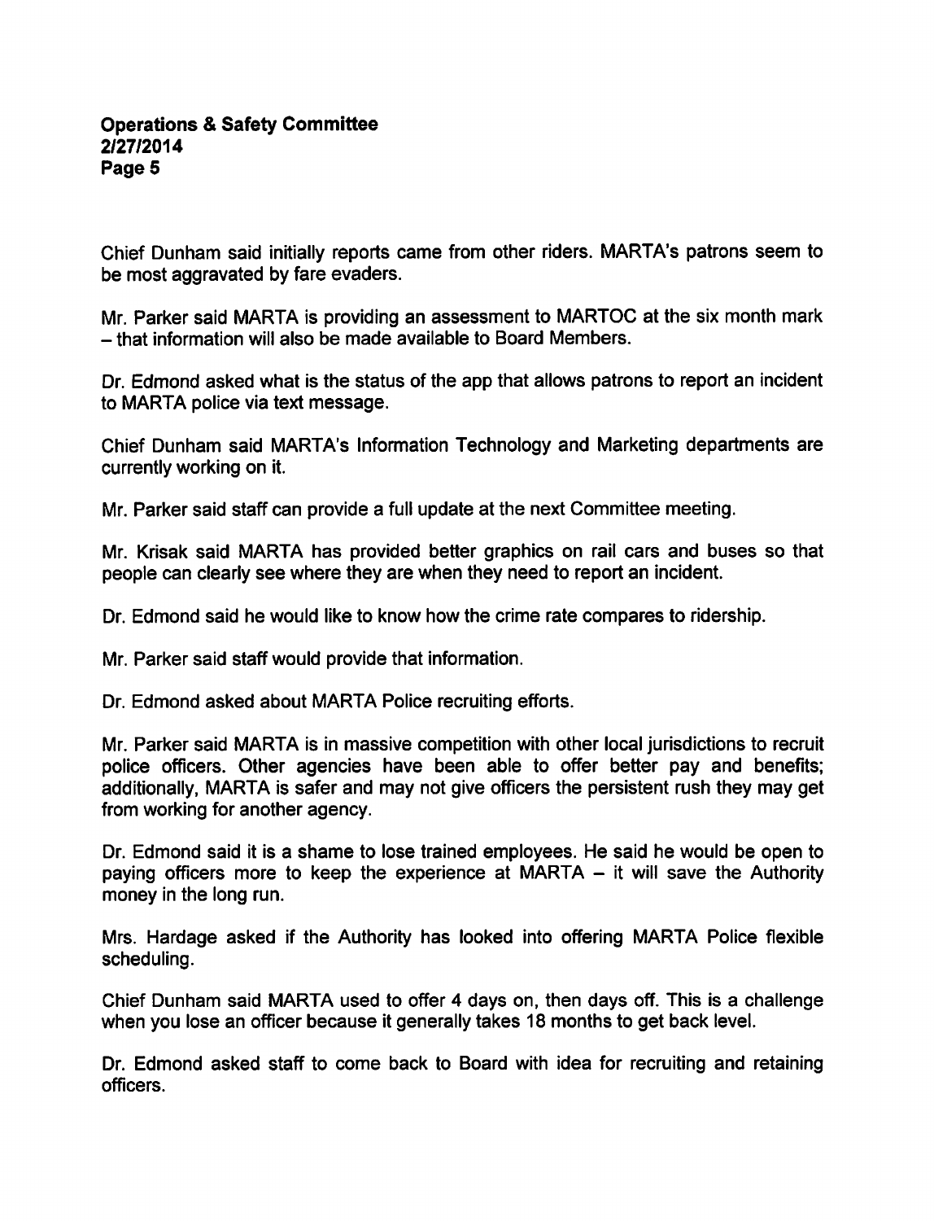Chief Dunham said initially reports came from other riders. MARTA's patrons seem to be most aggravated by fare evaders.

Mr. Parker said MARTA is providing an assessment to MARTOC at the six month mark – that information will also be made available to Board Members.

Dr. Edmond asked what is the status of the app that allows patrons to report an incident to MARTA police via text message.

Chief Dunham said MARTA's Information Technology and Marketing departments are currently working on it.

Mr. Parker said staff can provide a full update at the next Committee meeting.

Mr. Krisak said MARTA has provided better graphics on rail cars and buses so that people can clearly see where they are when they need to report an incident.

Dr. Edmond said he would like to know how the crime rate compares to ridership.

Mr. Parker said staff would provide that information.

Dr. Edmond asked about MARTA Police recruiting efforts.

Mr. Parker said MARTA is in massive competition with other local jurisdictions to recruit police officers. Other agencies have been able to offer better pay and benefits; additionally, MARTA is safer and may not give officers the persistent rush they may get from working for another agency.

Dr. Edmond said it is a shame to lose trained employees. He said he would be open to paying officers more to keep the experience at MARTA – it will save the Authority money in the long run.

Mrs. Hardage asked if the Authority has looked into offering MARTA Police flexible scheduling.

Chief Dunham said MARTA used to offer 4 days on, then days off. This is a challenge when you lose an officer because it generally takes 18 months to get back level.

Dr. Edmond asked staff to come back to Board with idea for recruiting and retaining officers.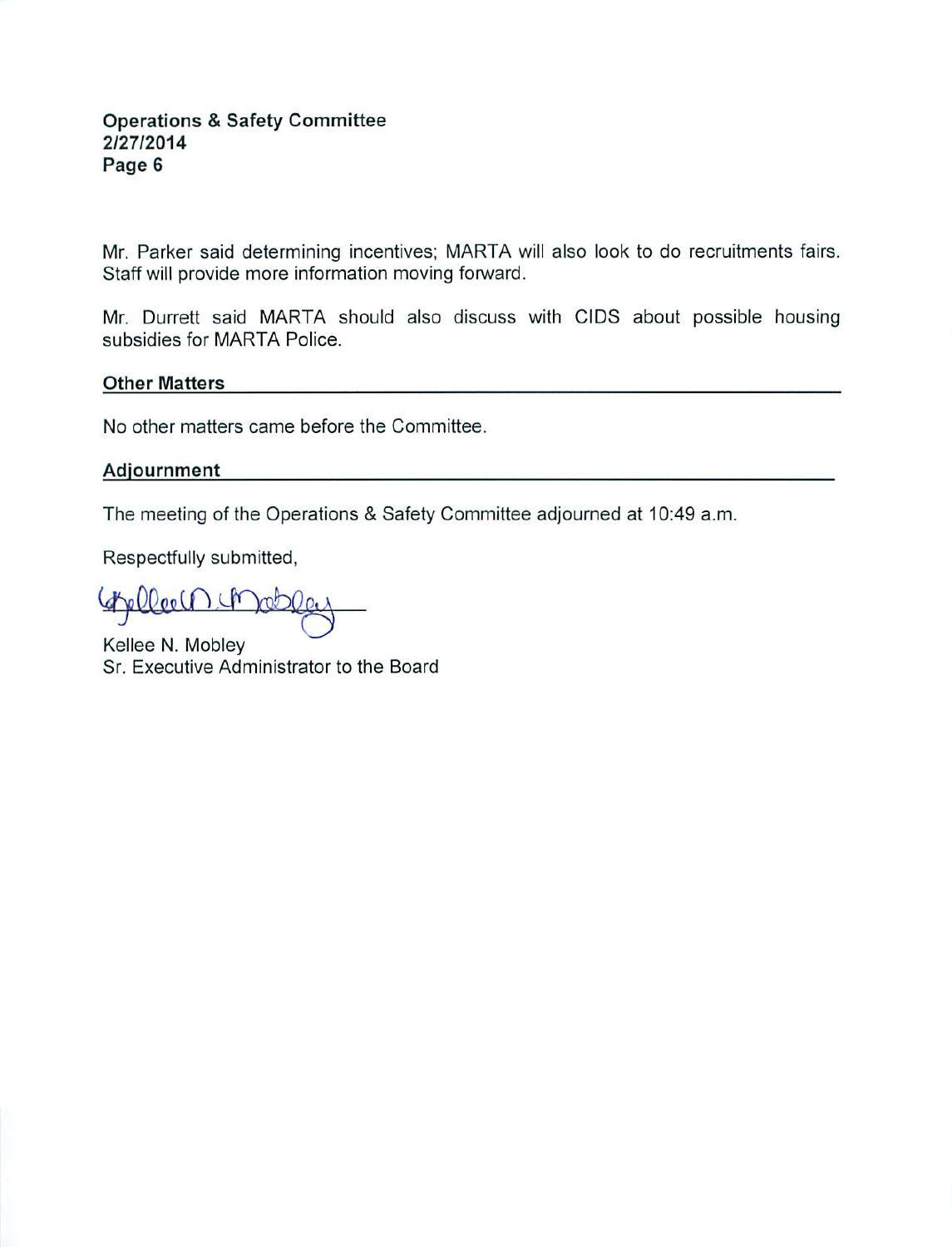Mr. Parker said determining incentives; MARTA will also look to do recruitments fairs. Staff will provide more information moving forward.

Mr. Durrett said MARTA should also discuss with CIDS about possible housing subsidies for MARTA Police.

## Other Matters

No other matters came before the Committee.

## Adjournment

The meeting of the Operations & Safety Committee adjourned at 10:49 a.m.

Respectfully submitted,

Kellee N. Mobley
Sr. Executive Administrator to the Board